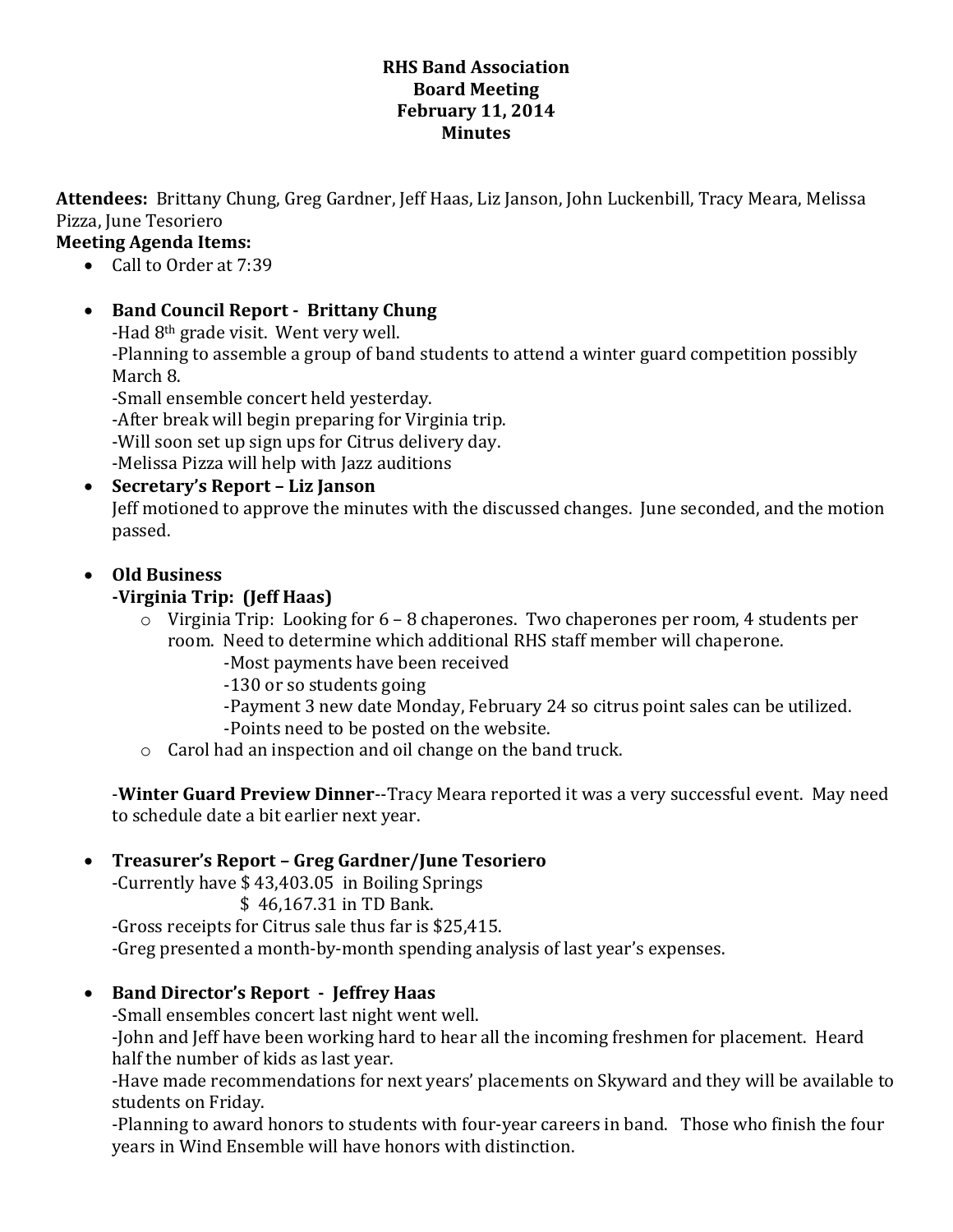# RHS Band Association
## Board Meeting
## February 11, 2014
## Minutes

**Attendees:** Brittany Chung, Greg Gardner, Jeff Haas, Liz Janson, John Luckenbill, Tracy Meara, Melissa Pizza, June Tesoriero

**Meeting Agenda Items:**

- Call to Order at 7:39

- **Band Council Report - Brittany Chung**
  -Had 8th grade visit. Went very well.
  -Planning to assemble a group of band students to attend a winter guard competition possibly March 8.
  -Small ensemble concert held yesterday.
  -After break will begin preparing for Virginia trip.
  -Will soon set up sign ups for Citrus delivery day.
  -Melissa Pizza will help with Jazz auditions

- **Secretary's Report – Liz Janson**
  Jeff motioned to approve the minutes with the discussed changes. June seconded, and the motion passed.

- **Old Business**
  **-Virginia Trip: (Jeff Haas)**
  - Virginia Trip: Looking for 6 – 8 chaperones. Two chaperones per room, 4 students per room. Need to determine which additional RHS staff member will chaperone.
    -Most payments have been received
    -130 or so students going
    -Payment 3 new date Monday, February 24 so citrus point sales can be utilized.
    -Points need to be posted on the website.
  - Carol had an inspection and oil change on the band truck.

  -**Winter Guard Preview Dinner**--Tracy Meara reported it was a very successful event. May need to schedule date a bit earlier next year.

- **Treasurer's Report – Greg Gardner/June Tesoriero**
  -Currently have $ 43,403.05 in Boiling Springs
  $ 46,167.31 in TD Bank.
  -Gross receipts for Citrus sale thus far is $25,415.
  -Greg presented a month-by-month spending analysis of last year's expenses.

- **Band Director's Report - Jeffrey Haas**
  -Small ensembles concert last night went well.
  -John and Jeff have been working hard to hear all the incoming freshmen for placement. Heard half the number of kids as last year.
  -Have made recommendations for next years' placements on Skyward and they will be available to students on Friday.
  -Planning to award honors to students with four-year careers in band. Those who finish the four years in Wind Ensemble will have honors with distinction.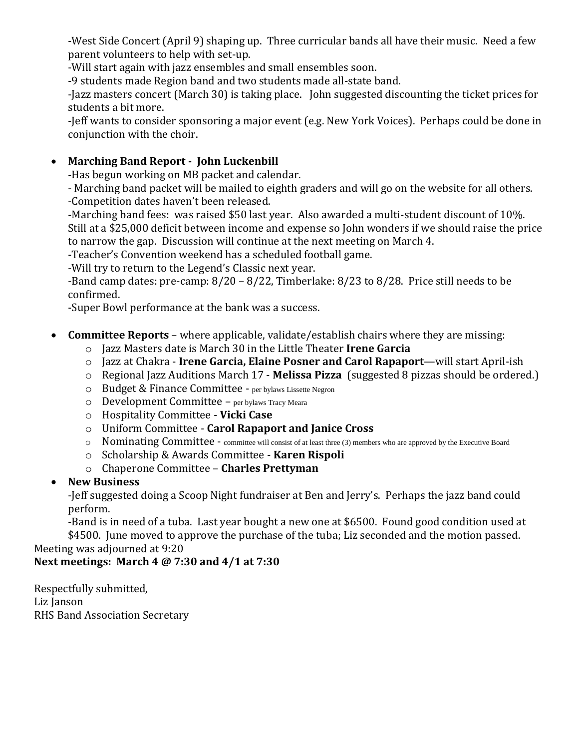-West Side Concert (April 9) shaping up. Three curricular bands all have their music. Need a few parent volunteers to help with set-up.
-Will start again with jazz ensembles and small ensembles soon.
-9 students made Region band and two students made all-state band.
-Jazz masters concert (March 30) is taking place. John suggested discounting the ticket prices for students a bit more.
-Jeff wants to consider sponsoring a major event (e.g. New York Voices). Perhaps could be done in conjunction with the choir.

- **Marching Band Report - John Luckenbill**
  -Has begun working on MB packet and calendar.
  - Marching band packet will be mailed to eighth graders and will go on the website for all others.
  -Competition dates haven't been released.
  -Marching band fees: was raised $50 last year. Also awarded a multi-student discount of 10%. Still at a $25,000 deficit between income and expense so John wonders if we should raise the price to narrow the gap. Discussion will continue at the next meeting on March 4.
  -Teacher's Convention weekend has a scheduled football game.
  -Will try to return to the Legend's Classic next year.
  -Band camp dates: pre-camp: 8/20 – 8/22, Timberlake: 8/23 to 8/28. Price still needs to be confirmed.
  -Super Bowl performance at the bank was a success.

- **Committee Reports** – where applicable, validate/establish chairs where they are missing:
  - Jazz Masters date is March 30 in the Little Theater **Irene Garcia**
  - Jazz at Chakra - **Irene Garcia, Elaine Posner and Carol Rapaport**—will start April-ish
  - Regional Jazz Auditions March 17 - **Melissa Pizza** (suggested 8 pizzas should be ordered.)
  - Budget & Finance Committee - per bylaws Lissette Negron
  - Development Committee – per bylaws Tracy Meara
  - Hospitality Committee - **Vicki Case**
  - Uniform Committee - **Carol Rapaport and Janice Cross**
  - Nominating Committee - committee will consist of at least three (3) members who are approved by the Executive Board
  - Scholarship & Awards Committee - **Karen Rispoli**
  - Chaperone Committee – **Charles Prettyman**
- **New Business**
  -Jeff suggested doing a Scoop Night fundraiser at Ben and Jerry's. Perhaps the jazz band could perform.
  -Band is in need of a tuba. Last year bought a new one at $6500. Found good condition used at $4500. June moved to approve the purchase of the tuba; Liz seconded and the motion passed.

Meeting was adjourned at 9:20

**Next meetings: March 4 @ 7:30 and 4/1 at 7:30**

Respectfully submitted,
Liz Janson
RHS Band Association Secretary